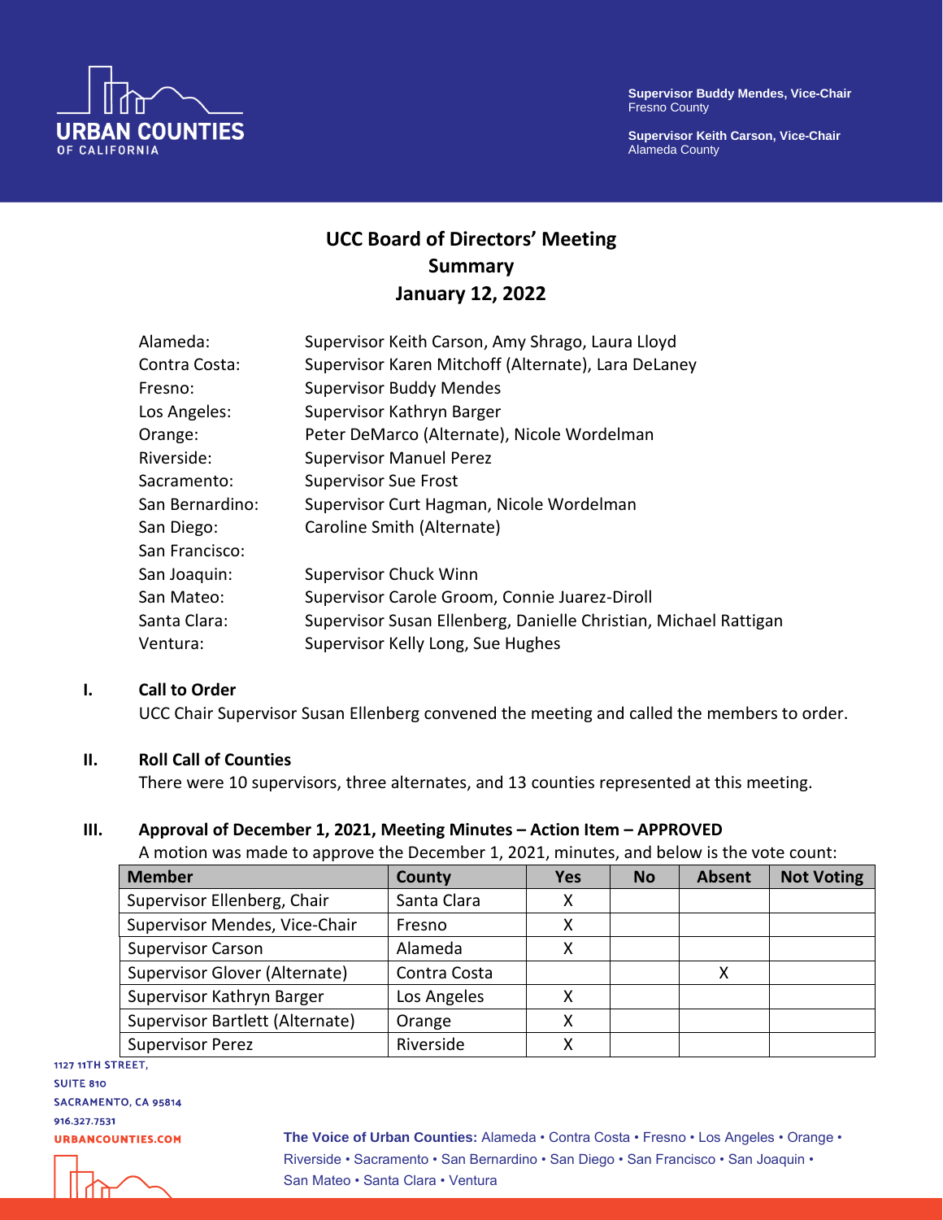Supervisor Buddy Mendes, Vice-Chair
Fresno County

Supervisor Keith Carson, Vice-Chair
Alameda County

# UCC Board of Directors' Meeting Summary
## January 12, 2022

| | |
|---|---|
| Alameda: | Supervisor Keith Carson, Amy Shrago, Laura Lloyd |
| Contra Costa: | Supervisor Karen Mitchoff (Alternate), Lara DeLaney |
| Fresno: | Supervisor Buddy Mendes |
| Los Angeles: | Supervisor Kathryn Barger |
| Orange: | Peter DeMarco (Alternate), Nicole Wordelman |
| Riverside: | Supervisor Manuel Perez |
| Sacramento: | Supervisor Sue Frost |
| San Bernardino: | Supervisor Curt Hagman, Nicole Wordelman |
| San Diego: | Caroline Smith (Alternate) |
| San Francisco: | |
| San Joaquin: | Supervisor Chuck Winn |
| San Mateo: | Supervisor Carole Groom, Connie Juarez-Diroll |
| Santa Clara: | Supervisor Susan Ellenberg, Danielle Christian, Michael Rattigan |
| Ventura: | Supervisor Kelly Long, Sue Hughes |

### I. Call to Order

UCC Chair Supervisor Susan Ellenberg convened the meeting and called the members to order.

### II. Roll Call of Counties

There were 10 supervisors, three alternates, and 13 counties represented at this meeting.

### III. Approval of December 1, 2021, Meeting Minutes – Action Item – APPROVED

A motion was made to approve the December 1, 2021, minutes, and below is the vote count:

| Member | County | Yes | No | Absent | Not Voting |
|---|---|---|---|---|---|
| Supervisor Ellenberg, Chair | Santa Clara | X | | | |
| Supervisor Mendes, Vice-Chair | Fresno | X | | | |
| Supervisor Carson | Alameda | X | | | |
| Supervisor Glover (Alternate) | Contra Costa | | | X | |
| Supervisor Kathryn Barger | Los Angeles | X | | | |
| Supervisor Bartlett (Alternate) | Orange | X | | | |
| Supervisor Perez | Riverside | X | | | |

1127 11TH STREET,
SUITE 810
SACRAMENTO, CA 95814
916.327.7531
URBANCOUNTIES.COM

The Voice of Urban Counties: Alameda • Contra Costa • Fresno • Los Angeles • Orange • Riverside • Sacramento • San Bernardino • San Diego • San Francisco • San Joaquin • San Mateo • Santa Clara • Ventura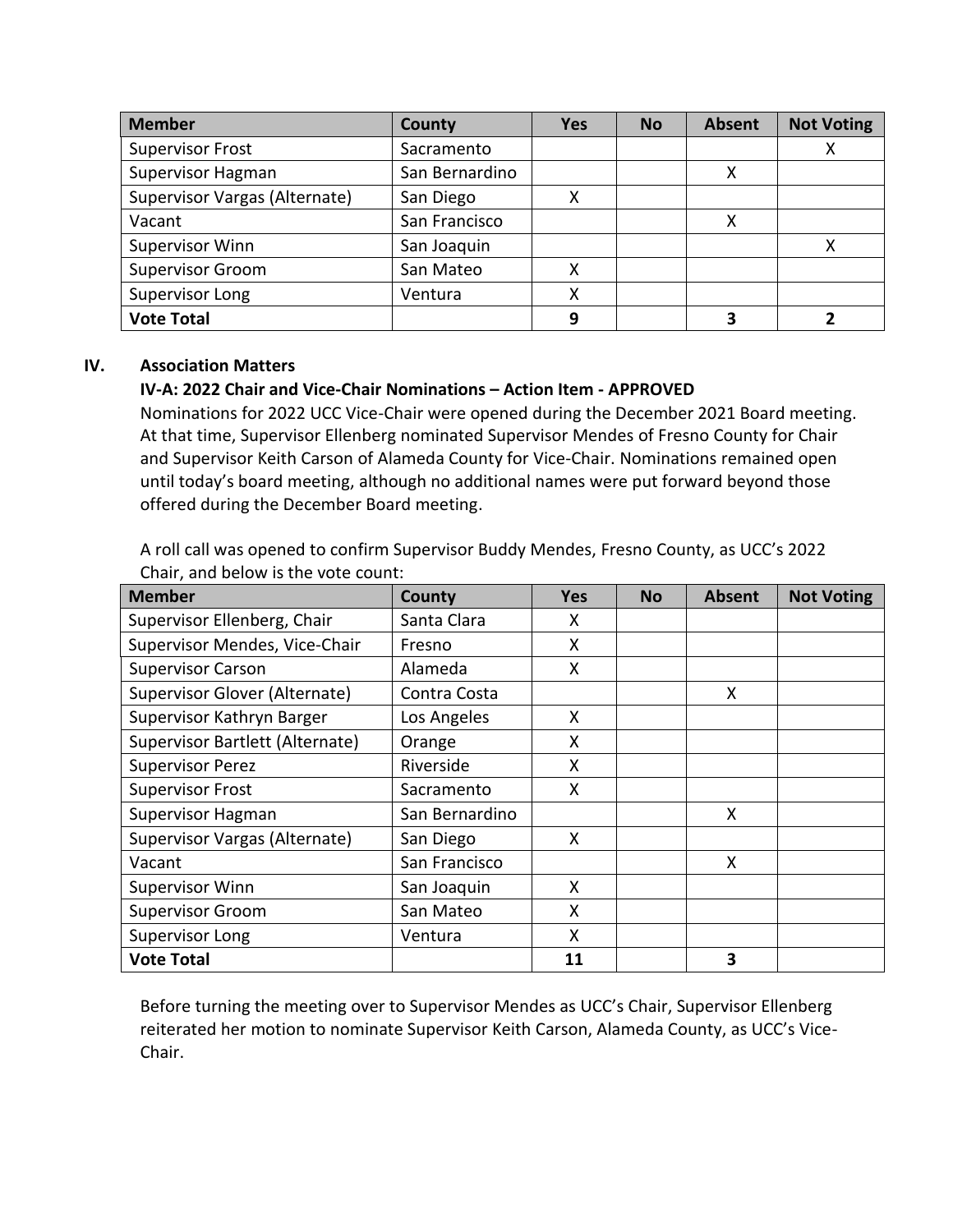| Member | County | Yes | No | Absent | Not Voting |
|---|---|---|---|---|---|
| Supervisor Frost | Sacramento | | | | X |
| Supervisor Hagman | San Bernardino | | | X | |
| Supervisor Vargas (Alternate) | San Diego | X | | | |
| Vacant | San Francisco | | | X | |
| Supervisor Winn | San Joaquin | | | | X |
| Supervisor Groom | San Mateo | X | | | |
| Supervisor Long | Ventura | X | | | |
| **Vote Total** | | **9** | | **3** | **2** |

## IV. Association Matters

### IV-A: 2022 Chair and Vice-Chair Nominations – Action Item - APPROVED

Nominations for 2022 UCC Vice-Chair were opened during the December 2021 Board meeting. At that time, Supervisor Ellenberg nominated Supervisor Mendes of Fresno County for Chair and Supervisor Keith Carson of Alameda County for Vice-Chair. Nominations remained open until today's board meeting, although no additional names were put forward beyond those offered during the December Board meeting.

A roll call was opened to confirm Supervisor Buddy Mendes, Fresno County, as UCC's 2022 Chair, and below is the vote count:

| Member | County | Yes | No | Absent | Not Voting |
|---|---|---|---|---|---|
| Supervisor Ellenberg, Chair | Santa Clara | X | | | |
| Supervisor Mendes, Vice-Chair | Fresno | X | | | |
| Supervisor Carson | Alameda | X | | | |
| Supervisor Glover (Alternate) | Contra Costa | | | X | |
| Supervisor Kathryn Barger | Los Angeles | X | | | |
| Supervisor Bartlett (Alternate) | Orange | X | | | |
| Supervisor Perez | Riverside | X | | | |
| Supervisor Frost | Sacramento | X | | | |
| Supervisor Hagman | San Bernardino | | | X | |
| Supervisor Vargas (Alternate) | San Diego | X | | | |
| Vacant | San Francisco | | | X | |
| Supervisor Winn | San Joaquin | X | | | |
| Supervisor Groom | San Mateo | X | | | |
| Supervisor Long | Ventura | X | | | |
| **Vote Total** | | **11** | | **3** | |

Before turning the meeting over to Supervisor Mendes as UCC's Chair, Supervisor Ellenberg reiterated her motion to nominate Supervisor Keith Carson, Alameda County, as UCC's Vice-Chair.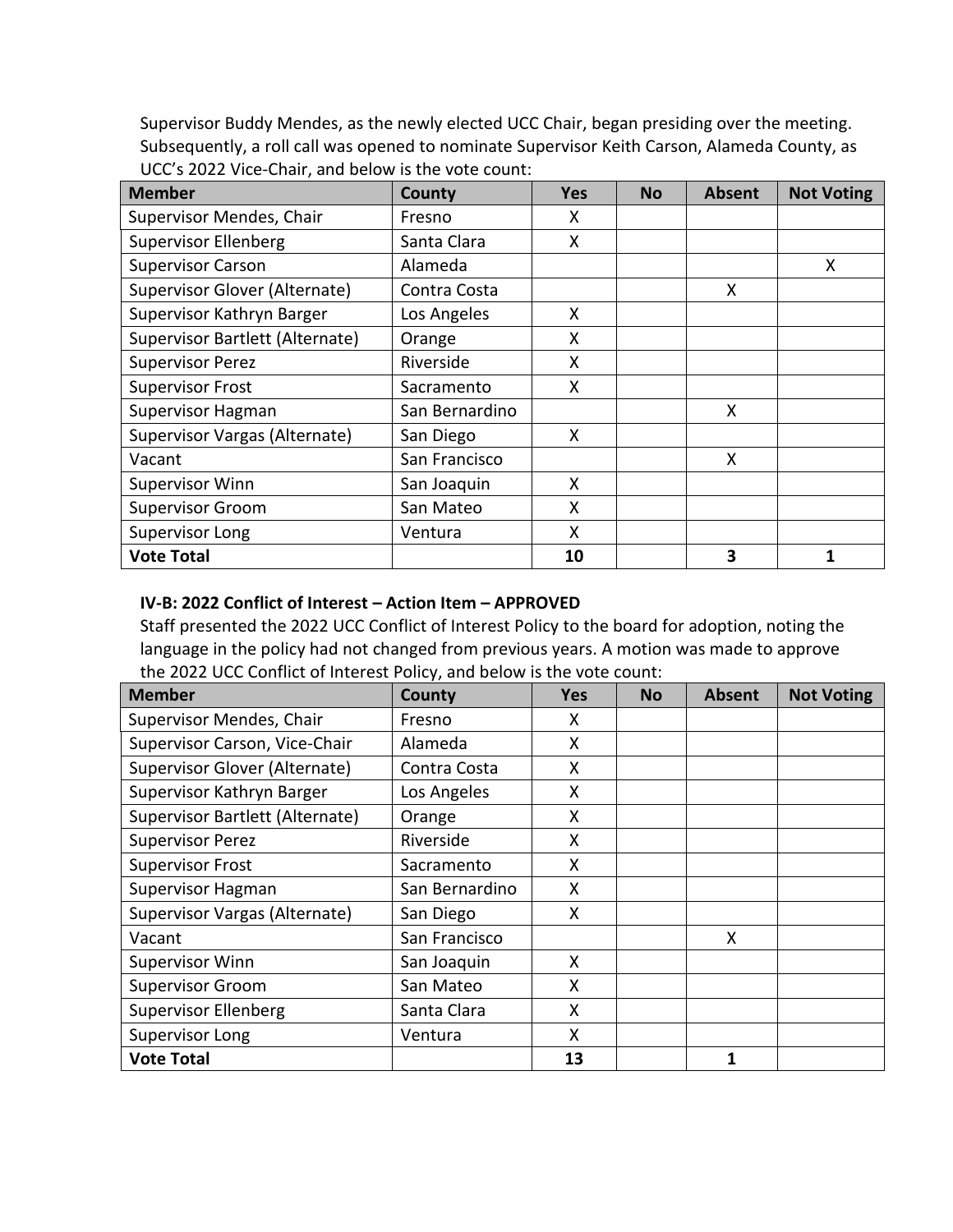Supervisor Buddy Mendes, as the newly elected UCC Chair, began presiding over the meeting. Subsequently, a roll call was opened to nominate Supervisor Keith Carson, Alameda County, as UCC's 2022 Vice-Chair, and below is the vote count:

| Member | County | Yes | No | Absent | Not Voting |
|---|---|---|---|---|---|
| Supervisor Mendes, Chair | Fresno | X | | | |
| Supervisor Ellenberg | Santa Clara | X | | | |
| Supervisor Carson | Alameda | | | | X |
| Supervisor Glover (Alternate) | Contra Costa | | | X | |
| Supervisor Kathryn Barger | Los Angeles | X | | | |
| Supervisor Bartlett (Alternate) | Orange | X | | | |
| Supervisor Perez | Riverside | X | | | |
| Supervisor Frost | Sacramento | X | | | |
| Supervisor Hagman | San Bernardino | | | X | |
| Supervisor Vargas (Alternate) | San Diego | X | | | |
| Vacant | San Francisco | | | X | |
| Supervisor Winn | San Joaquin | X | | | |
| Supervisor Groom | San Mateo | X | | | |
| Supervisor Long | Ventura | X | | | |
| **Vote Total** | | **10** | | **3** | **1** |

**IV-B: 2022 Conflict of Interest – Action Item – APPROVED**

Staff presented the 2022 UCC Conflict of Interest Policy to the board for adoption, noting the language in the policy had not changed from previous years. A motion was made to approve the 2022 UCC Conflict of Interest Policy, and below is the vote count:

| Member | County | Yes | No | Absent | Not Voting |
|---|---|---|---|---|---|
| Supervisor Mendes, Chair | Fresno | X | | | |
| Supervisor Carson, Vice-Chair | Alameda | X | | | |
| Supervisor Glover (Alternate) | Contra Costa | X | | | |
| Supervisor Kathryn Barger | Los Angeles | X | | | |
| Supervisor Bartlett (Alternate) | Orange | X | | | |
| Supervisor Perez | Riverside | X | | | |
| Supervisor Frost | Sacramento | X | | | |
| Supervisor Hagman | San Bernardino | X | | | |
| Supervisor Vargas (Alternate) | San Diego | X | | | |
| Vacant | San Francisco | | | X | |
| Supervisor Winn | San Joaquin | X | | | |
| Supervisor Groom | San Mateo | X | | | |
| Supervisor Ellenberg | Santa Clara | X | | | |
| Supervisor Long | Ventura | X | | | |
| **Vote Total** | | **13** | | **1** | |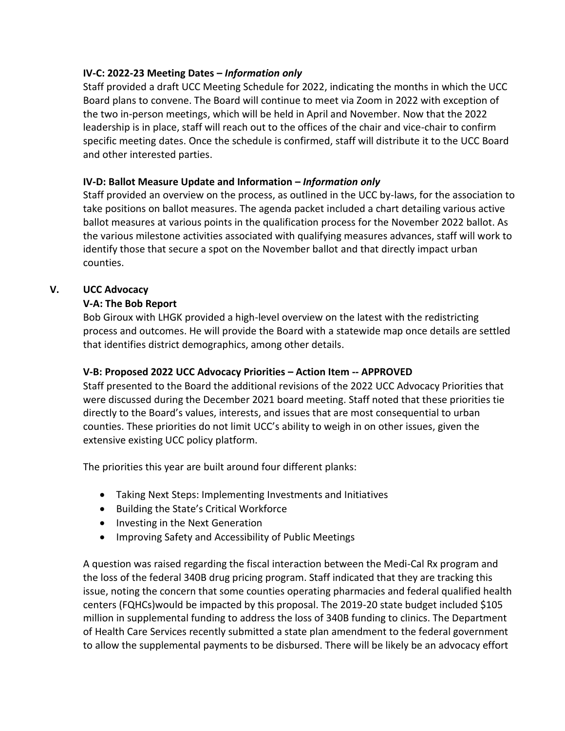**IV-C: 2022-23 Meeting Dates –** ***Information only***

Staff provided a draft UCC Meeting Schedule for 2022, indicating the months in which the UCC Board plans to convene. The Board will continue to meet via Zoom in 2022 with exception of the two in-person meetings, which will be held in April and November. Now that the 2022 leadership is in place, staff will reach out to the offices of the chair and vice-chair to confirm specific meeting dates. Once the schedule is confirmed, staff will distribute it to the UCC Board and other interested parties.

**IV-D: Ballot Measure Update and Information –** ***Information only***

Staff provided an overview on the process, as outlined in the UCC by-laws, for the association to take positions on ballot measures. The agenda packet included a chart detailing various active ballot measures at various points in the qualification process for the November 2022 ballot. As the various milestone activities associated with qualifying measures advances, staff will work to identify those that secure a spot on the November ballot and that directly impact urban counties.

## V. UCC Advocacy

**V-A: The Bob Report**

Bob Giroux with LHGK provided a high-level overview on the latest with the redistricting process and outcomes. He will provide the Board with a statewide map once details are settled that identifies district demographics, among other details.

**V-B: Proposed 2022 UCC Advocacy Priorities – Action Item -- APPROVED**

Staff presented to the Board the additional revisions of the 2022 UCC Advocacy Priorities that were discussed during the December 2021 board meeting. Staff noted that these priorities tie directly to the Board's values, interests, and issues that are most consequential to urban counties. These priorities do not limit UCC's ability to weigh in on other issues, given the extensive existing UCC policy platform.

The priorities this year are built around four different planks:

- Taking Next Steps: Implementing Investments and Initiatives
- Building the State's Critical Workforce
- Investing in the Next Generation
- Improving Safety and Accessibility of Public Meetings

A question was raised regarding the fiscal interaction between the Medi-Cal Rx program and the loss of the federal 340B drug pricing program. Staff indicated that they are tracking this issue, noting the concern that some counties operating pharmacies and federal qualified health centers (FQHCs)would be impacted by this proposal. The 2019-20 state budget included $105 million in supplemental funding to address the loss of 340B funding to clinics. The Department of Health Care Services recently submitted a state plan amendment to the federal government to allow the supplemental payments to be disbursed. There will be likely be an advocacy effort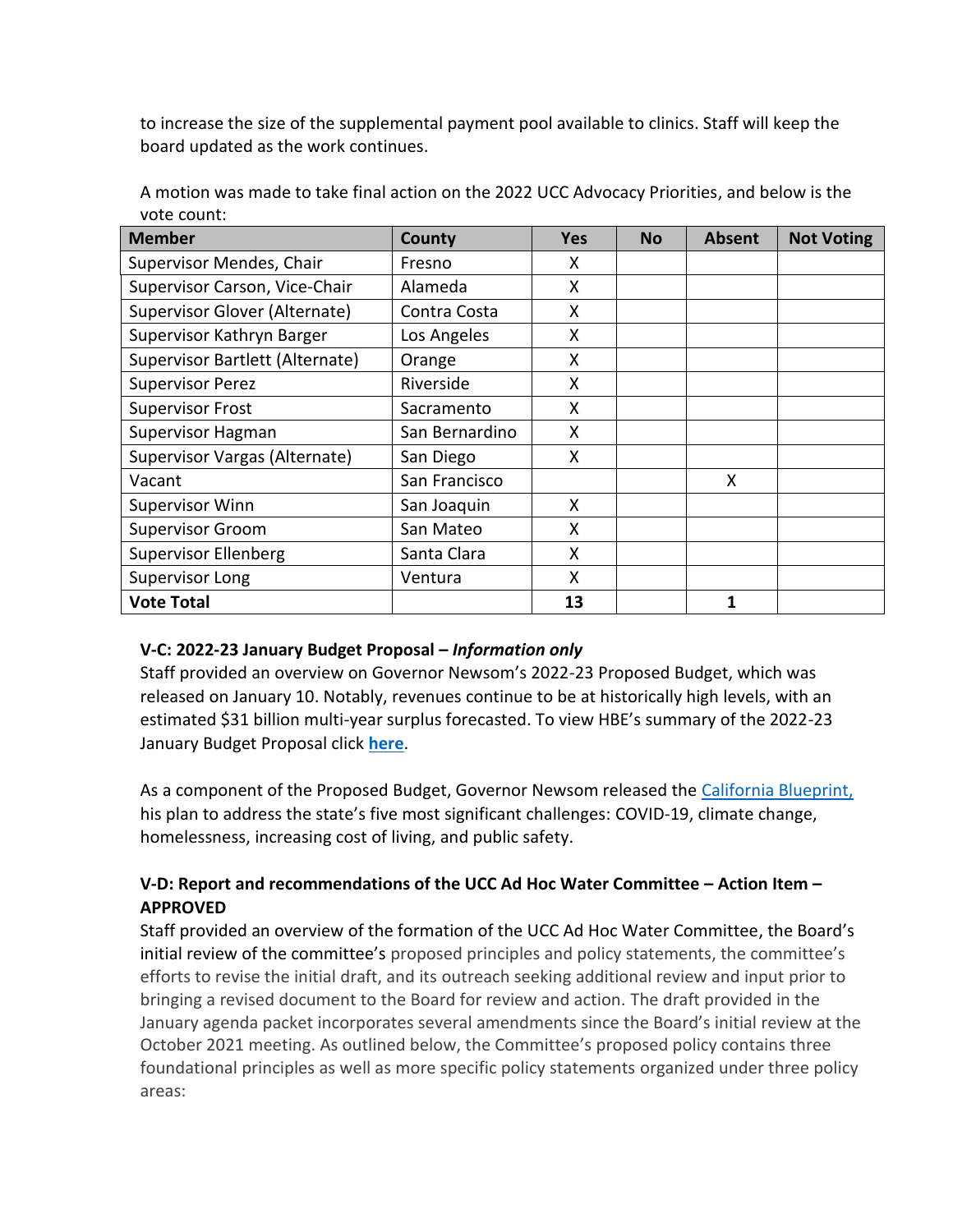to increase the size of the supplemental payment pool available to clinics. Staff will keep the board updated as the work continues.

A motion was made to take final action on the 2022 UCC Advocacy Priorities, and below is the vote count:

| Member | County | Yes | No | Absent | Not Voting |
|---|---|---|---|---|---|
| Supervisor Mendes, Chair | Fresno | X | | | |
| Supervisor Carson, Vice-Chair | Alameda | X | | | |
| Supervisor Glover (Alternate) | Contra Costa | X | | | |
| Supervisor Kathryn Barger | Los Angeles | X | | | |
| Supervisor Bartlett (Alternate) | Orange | X | | | |
| Supervisor Perez | Riverside | X | | | |
| Supervisor Frost | Sacramento | X | | | |
| Supervisor Hagman | San Bernardino | X | | | |
| Supervisor Vargas (Alternate) | San Diego | X | | | |
| Vacant | San Francisco | | | X | |
| Supervisor Winn | San Joaquin | X | | | |
| Supervisor Groom | San Mateo | X | | | |
| Supervisor Ellenberg | Santa Clara | X | | | |
| Supervisor Long | Ventura | X | | | |
| **Vote Total** | | **13** | | **1** | |

**V-C: 2022-23 January Budget Proposal – *Information only***

Staff provided an overview on Governor Newsom's 2022-23 Proposed Budget, which was released on January 10. Notably, revenues continue to be at historically high levels, with an estimated $31 billion multi-year surplus forecasted. To view HBE's summary of the 2022-23 January Budget Proposal click **here**.

As a component of the Proposed Budget, Governor Newsom released the California Blueprint, his plan to address the state's five most significant challenges: COVID-19, climate change, homelessness, increasing cost of living, and public safety.

**V-D: Report and recommendations of the UCC Ad Hoc Water Committee – Action Item – APPROVED**

Staff provided an overview of the formation of the UCC Ad Hoc Water Committee, the Board's initial review of the committee's proposed principles and policy statements, the committee's efforts to revise the initial draft, and its outreach seeking additional review and input prior to bringing a revised document to the Board for review and action. The draft provided in the January agenda packet incorporates several amendments since the Board's initial review at the October 2021 meeting. As outlined below, the Committee's proposed policy contains three foundational principles as well as more specific policy statements organized under three policy areas: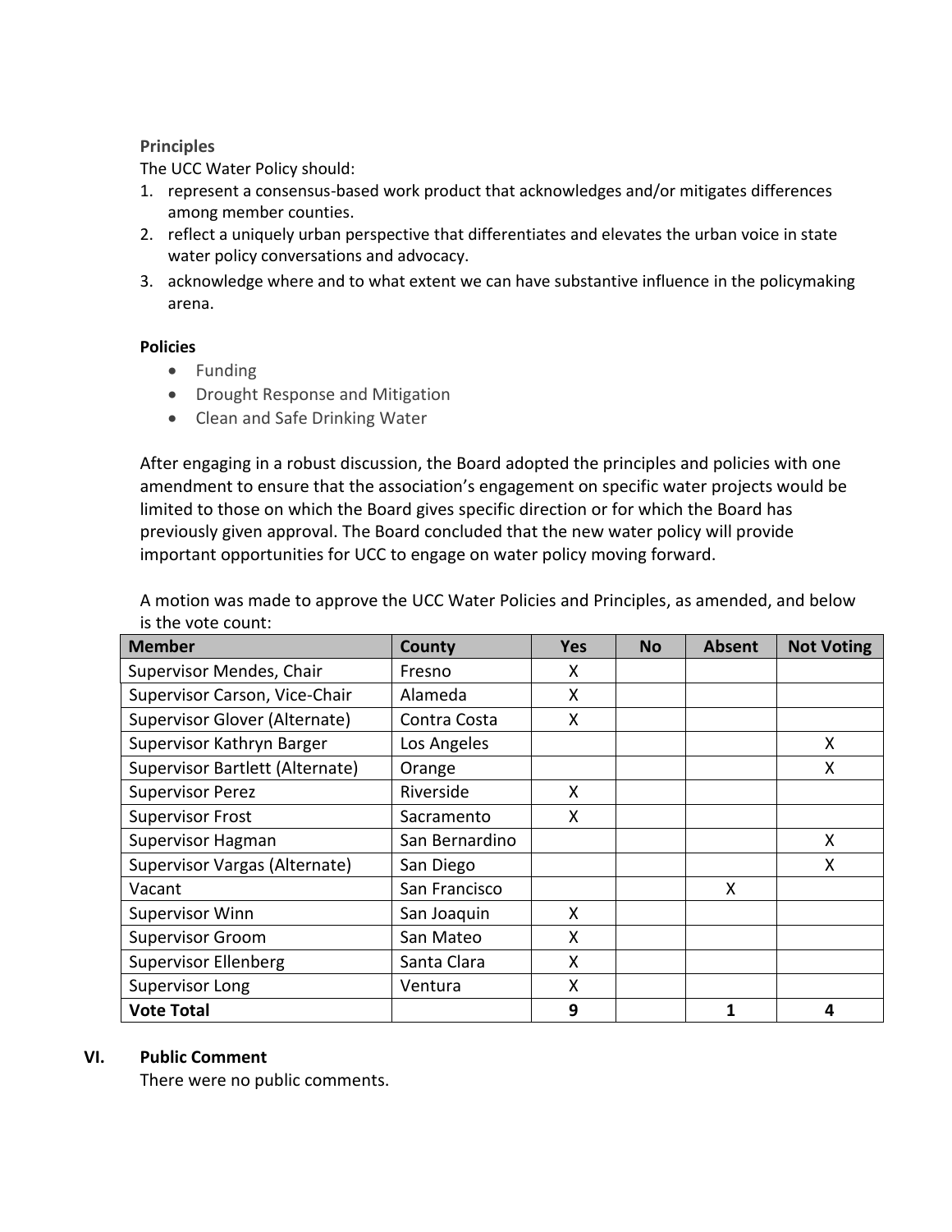**Principles**

The UCC Water Policy should:

1. represent a consensus-based work product that acknowledges and/or mitigates differences among member counties.
2. reflect a uniquely urban perspective that differentiates and elevates the urban voice in state water policy conversations and advocacy.
3. acknowledge where and to what extent we can have substantive influence in the policymaking arena.

**Policies**

- Funding
- Drought Response and Mitigation
- Clean and Safe Drinking Water

After engaging in a robust discussion, the Board adopted the principles and policies with one amendment to ensure that the association's engagement on specific water projects would be limited to those on which the Board gives specific direction or for which the Board has previously given approval. The Board concluded that the new water policy will provide important opportunities for UCC to engage on water policy moving forward.

A motion was made to approve the UCC Water Policies and Principles, as amended, and below is the vote count:

| Member | County | Yes | No | Absent | Not Voting |
|---|---|---|---|---|---|
| Supervisor Mendes, Chair | Fresno | X | | | |
| Supervisor Carson, Vice-Chair | Alameda | X | | | |
| Supervisor Glover (Alternate) | Contra Costa | X | | | |
| Supervisor Kathryn Barger | Los Angeles | | | | X |
| Supervisor Bartlett (Alternate) | Orange | | | | X |
| Supervisor Perez | Riverside | X | | | |
| Supervisor Frost | Sacramento | X | | | |
| Supervisor Hagman | San Bernardino | | | | X |
| Supervisor Vargas (Alternate) | San Diego | | | | X |
| Vacant | San Francisco | | | X | |
| Supervisor Winn | San Joaquin | X | | | |
| Supervisor Groom | San Mateo | X | | | |
| Supervisor Ellenberg | Santa Clara | X | | | |
| Supervisor Long | Ventura | X | | | |
| **Vote Total** | | **9** | | **1** | **4** |

## VI. Public Comment

There were no public comments.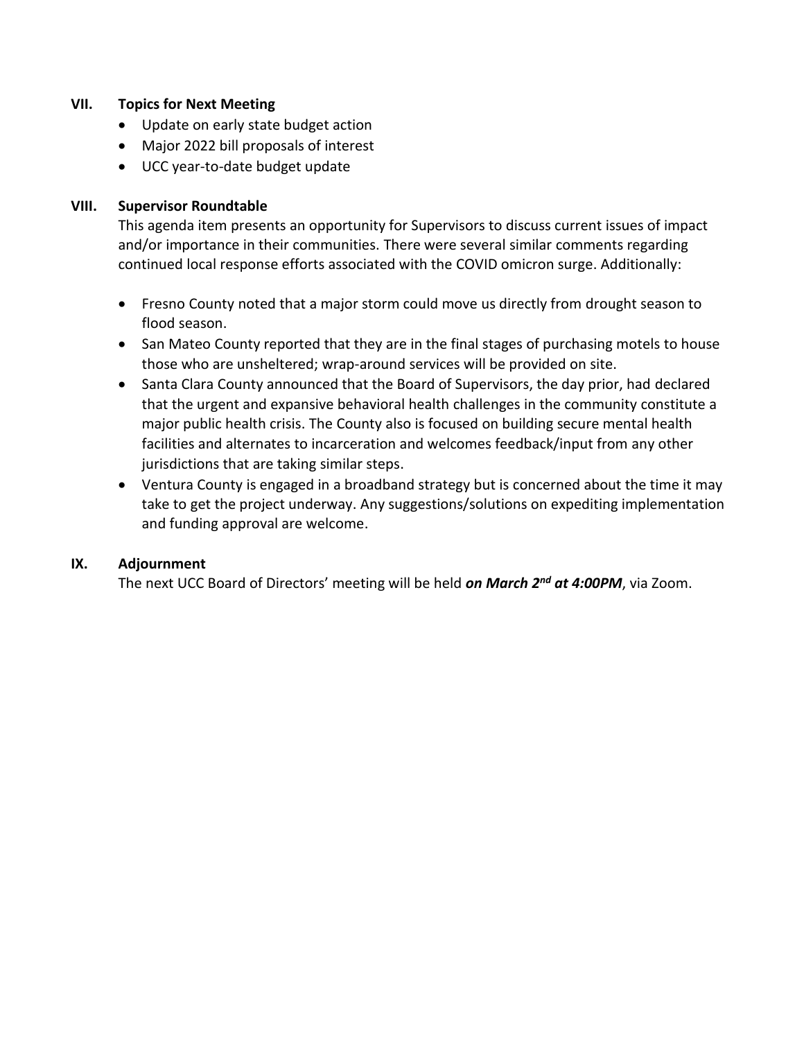## VII. Topics for Next Meeting

- Update on early state budget action
- Major 2022 bill proposals of interest
- UCC year-to-date budget update

## VIII. Supervisor Roundtable

This agenda item presents an opportunity for Supervisors to discuss current issues of impact and/or importance in their communities. There were several similar comments regarding continued local response efforts associated with the COVID omicron surge. Additionally:

- Fresno County noted that a major storm could move us directly from drought season to flood season.
- San Mateo County reported that they are in the final stages of purchasing motels to house those who are unsheltered; wrap-around services will be provided on site.
- Santa Clara County announced that the Board of Supervisors, the day prior, had declared that the urgent and expansive behavioral health challenges in the community constitute a major public health crisis. The County also is focused on building secure mental health facilities and alternates to incarceration and welcomes feedback/input from any other jurisdictions that are taking similar steps.
- Ventura County is engaged in a broadband strategy but is concerned about the time it may take to get the project underway. Any suggestions/solutions on expediting implementation and funding approval are welcome.

## IX. Adjournment

The next UCC Board of Directors' meeting will be held ***on March 2nd at 4:00PM***, via Zoom.